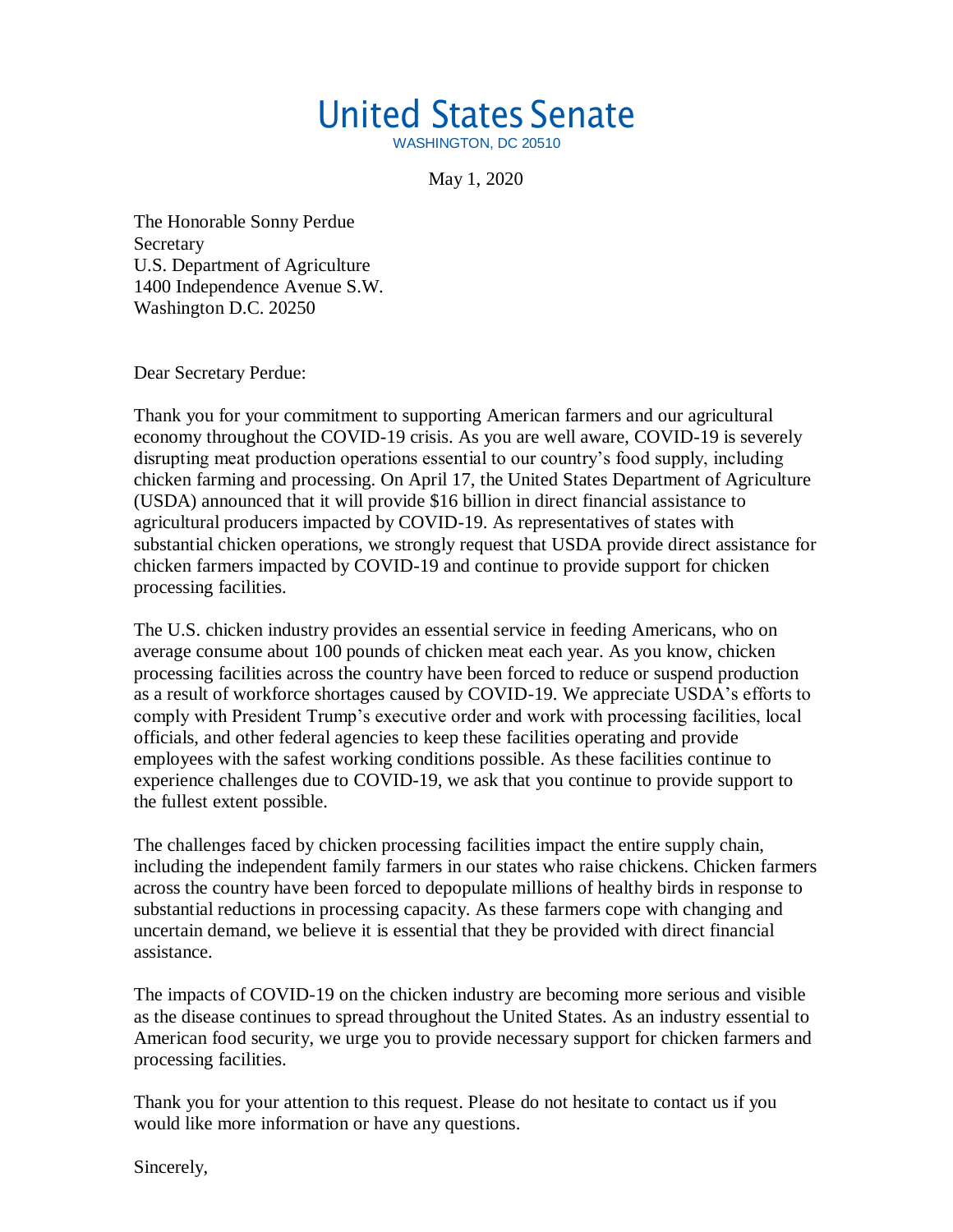# United States Senate

WASHINGTON, DC 20510

May 1, 2020

The Honorable Sonny Perdue
Secretary
U.S. Department of Agriculture
1400 Independence Avenue S.W.
Washington D.C. 20250

Dear Secretary Perdue:

Thank you for your commitment to supporting American farmers and our agricultural economy throughout the COVID-19 crisis. As you are well aware, COVID-19 is severely disrupting meat production operations essential to our country's food supply, including chicken farming and processing. On April 17, the United States Department of Agriculture (USDA) announced that it will provide $16 billion in direct financial assistance to agricultural producers impacted by COVID-19. As representatives of states with substantial chicken operations, we strongly request that USDA provide direct assistance for chicken farmers impacted by COVID-19 and continue to provide support for chicken processing facilities.

The U.S. chicken industry provides an essential service in feeding Americans, who on average consume about 100 pounds of chicken meat each year. As you know, chicken processing facilities across the country have been forced to reduce or suspend production as a result of workforce shortages caused by COVID-19. We appreciate USDA's efforts to comply with President Trump's executive order and work with processing facilities, local officials, and other federal agencies to keep these facilities operating and provide employees with the safest working conditions possible. As these facilities continue to experience challenges due to COVID-19, we ask that you continue to provide support to the fullest extent possible.

The challenges faced by chicken processing facilities impact the entire supply chain, including the independent family farmers in our states who raise chickens. Chicken farmers across the country have been forced to depopulate millions of healthy birds in response to substantial reductions in processing capacity. As these farmers cope with changing and uncertain demand, we believe it is essential that they be provided with direct financial assistance.

The impacts of COVID-19 on the chicken industry are becoming more serious and visible as the disease continues to spread throughout the United States. As an industry essential to American food security, we urge you to provide necessary support for chicken farmers and processing facilities.

Thank you for your attention to this request. Please do not hesitate to contact us if you would like more information or have any questions.

Sincerely,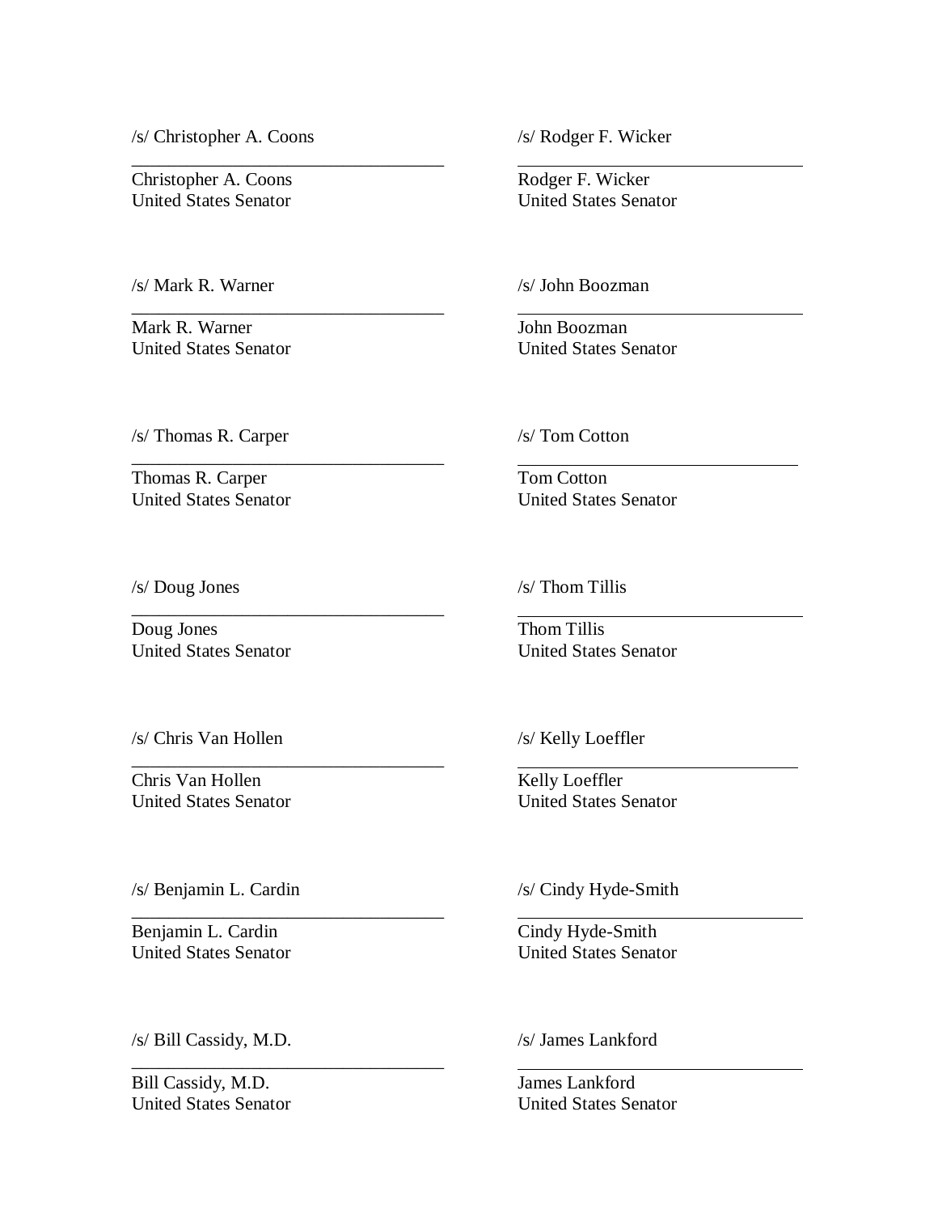/s/ Christopher A. Coons

\_\_\_\_\_\_\_\_\_\_\_\_\_\_\_\_\_\_\_\_\_\_\_\_\_\_\_\_\_\_\_\_\_\_\_

Christopher A. Coons
United States Senator

/s/ Mark R. Warner

\_\_\_\_\_\_\_\_\_\_\_\_\_\_\_\_\_\_\_\_\_\_\_\_\_\_\_\_\_\_\_\_\_\_\_

Mark R. Warner
United States Senator

/s/ Thomas R. Carper

\_\_\_\_\_\_\_\_\_\_\_\_\_\_\_\_\_\_\_\_\_\_\_\_\_\_\_\_\_\_\_\_\_\_\_

Thomas R. Carper
United States Senator

/s/ Doug Jones

\_\_\_\_\_\_\_\_\_\_\_\_\_\_\_\_\_\_\_\_\_\_\_\_\_\_\_\_\_\_\_\_\_\_\_

Doug Jones
United States Senator

/s/ Chris Van Hollen

\_\_\_\_\_\_\_\_\_\_\_\_\_\_\_\_\_\_\_\_\_\_\_\_\_\_\_\_\_\_\_\_\_\_\_

Chris Van Hollen
United States Senator

/s/ Benjamin L. Cardin

\_\_\_\_\_\_\_\_\_\_\_\_\_\_\_\_\_\_\_\_\_\_\_\_\_\_\_\_\_\_\_\_\_\_\_

Benjamin L. Cardin
United States Senator

/s/ Bill Cassidy, M.D.

\_\_\_\_\_\_\_\_\_\_\_\_\_\_\_\_\_\_\_\_\_\_\_\_\_\_\_\_\_\_\_\_\_\_\_

Bill Cassidy, M.D.
United States Senator

/s/ Rodger F. Wicker

\_\_\_\_\_\_\_\_\_\_\_\_\_\_\_\_\_\_\_\_\_\_\_\_\_\_\_\_\_\_\_\_\_\_\_

Rodger F. Wicker
United States Senator

/s/ John Boozman

\_\_\_\_\_\_\_\_\_\_\_\_\_\_\_\_\_\_\_\_\_\_\_\_\_\_\_\_\_\_\_\_\_\_\_

John Boozman
United States Senator

/s/ Tom Cotton

\_\_\_\_\_\_\_\_\_\_\_\_\_\_\_\_\_\_\_\_\_\_\_\_\_\_\_\_\_\_\_\_\_\_\_

Tom Cotton
United States Senator

/s/ Thom Tillis

\_\_\_\_\_\_\_\_\_\_\_\_\_\_\_\_\_\_\_\_\_\_\_\_\_\_\_\_\_\_\_\_\_\_\_

Thom Tillis
United States Senator

/s/ Kelly Loeffler

\_\_\_\_\_\_\_\_\_\_\_\_\_\_\_\_\_\_\_\_\_\_\_\_\_\_\_\_\_\_\_\_\_\_\_

Kelly Loeffler
United States Senator

/s/ Cindy Hyde-Smith

\_\_\_\_\_\_\_\_\_\_\_\_\_\_\_\_\_\_\_\_\_\_\_\_\_\_\_\_\_\_\_\_\_\_\_

Cindy Hyde-Smith
United States Senator

/s/ James Lankford

\_\_\_\_\_\_\_\_\_\_\_\_\_\_\_\_\_\_\_\_\_\_\_\_\_\_\_\_\_\_\_\_\_\_\_

James Lankford
United States Senator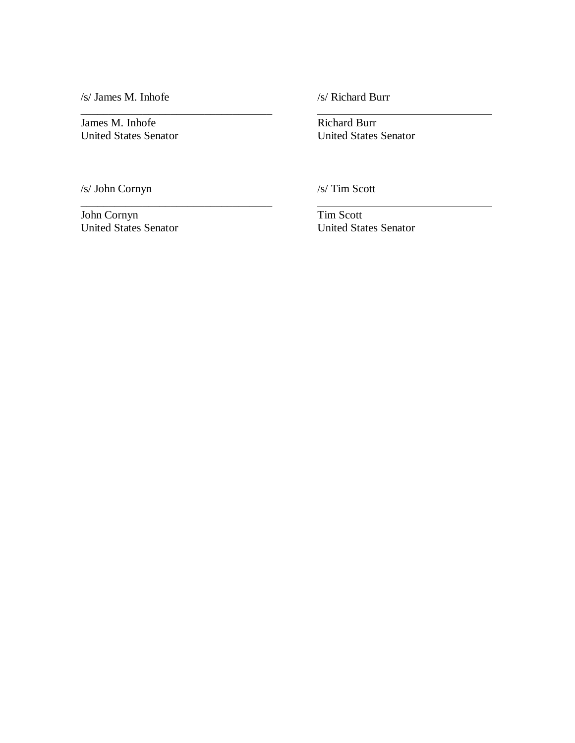/s/ James M. Inhofe
\_\_\_\_\_\_\_\_\_\_\_\_\_\_\_\_\_\_\_\_\_\_\_\_\_\_\_\_\_\_\_\_\_\_
James M. Inhofe
United States Senator

/s/ Richard Burr
\_\_\_\_\_\_\_\_\_\_\_\_\_\_\_\_\_\_\_\_\_\_\_\_\_\_\_\_\_\_\_\_\_\_
Richard Burr
United States Senator

/s/ John Cornyn
\_\_\_\_\_\_\_\_\_\_\_\_\_\_\_\_\_\_\_\_\_\_\_\_\_\_\_\_\_\_\_\_\_\_
John Cornyn
United States Senator

/s/ Tim Scott
\_\_\_\_\_\_\_\_\_\_\_\_\_\_\_\_\_\_\_\_\_\_\_\_\_\_\_\_\_\_\_\_\_\_
Tim Scott
United States Senator